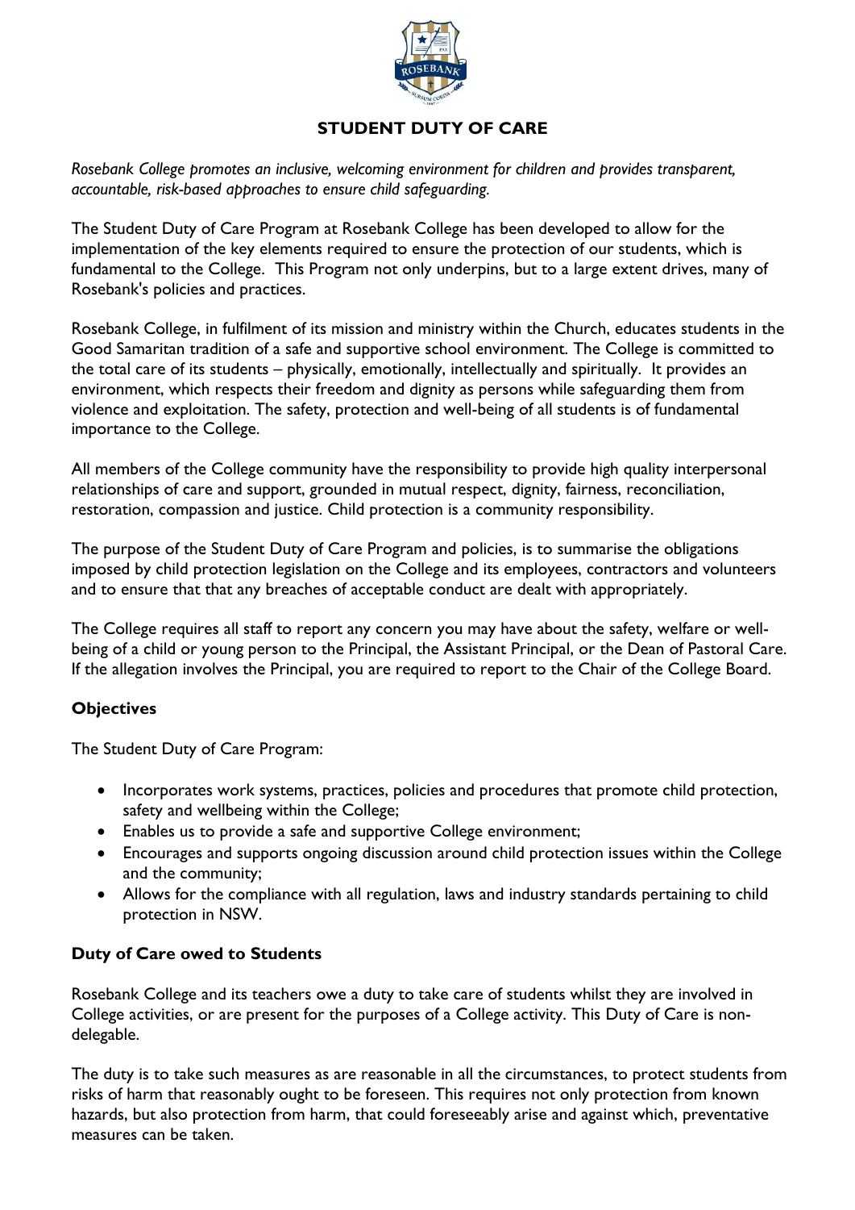# STUDENT DUTY OF CARE

*Rosebank College promotes an inclusive, welcoming environment for children and provides transparent, accountable, risk-based approaches to ensure child safeguarding.*

The Student Duty of Care Program at Rosebank College has been developed to allow for the implementation of the key elements required to ensure the protection of our students, which is fundamental to the College. This Program not only underpins, but to a large extent drives, many of Rosebank's policies and practices.

Rosebank College, in fulfilment of its mission and ministry within the Church, educates students in the Good Samaritan tradition of a safe and supportive school environment. The College is committed to the total care of its students – physically, emotionally, intellectually and spiritually. It provides an environment, which respects their freedom and dignity as persons while safeguarding them from violence and exploitation. The safety, protection and well-being of all students is of fundamental importance to the College.

All members of the College community have the responsibility to provide high quality interpersonal relationships of care and support, grounded in mutual respect, dignity, fairness, reconciliation, restoration, compassion and justice. Child protection is a community responsibility.

The purpose of the Student Duty of Care Program and policies, is to summarise the obligations imposed by child protection legislation on the College and its employees, contractors and volunteers and to ensure that that any breaches of acceptable conduct are dealt with appropriately.

The College requires all staff to report any concern you may have about the safety, welfare or well-being of a child or young person to the Principal, the Assistant Principal, or the Dean of Pastoral Care. If the allegation involves the Principal, you are required to report to the Chair of the College Board.

## Objectives

The Student Duty of Care Program:

- Incorporates work systems, practices, policies and procedures that promote child protection, safety and wellbeing within the College;
- Enables us to provide a safe and supportive College environment;
- Encourages and supports ongoing discussion around child protection issues within the College and the community;
- Allows for the compliance with all regulation, laws and industry standards pertaining to child protection in NSW.

## Duty of Care owed to Students

Rosebank College and its teachers owe a duty to take care of students whilst they are involved in College activities, or are present for the purposes of a College activity. This Duty of Care is non-delegable.

The duty is to take such measures as are reasonable in all the circumstances, to protect students from risks of harm that reasonably ought to be foreseen. This requires not only protection from known hazards, but also protection from harm, that could foreseeably arise and against which, preventative measures can be taken.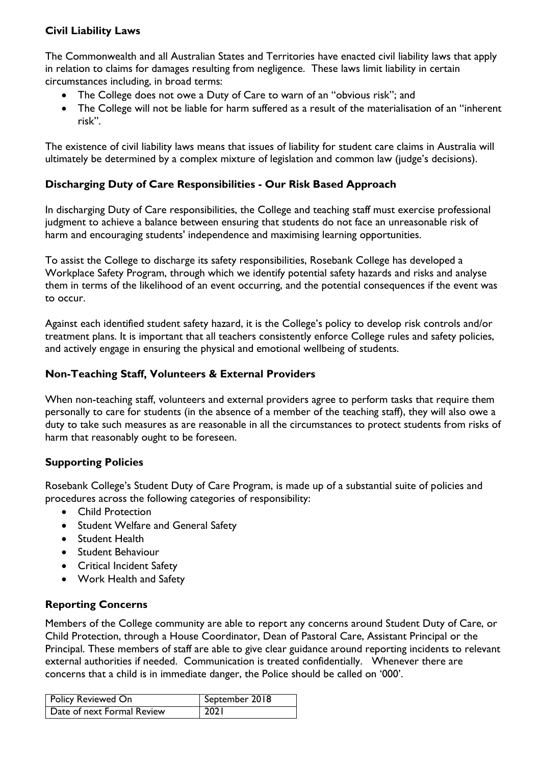## Civil Liability Laws

The Commonwealth and all Australian States and Territories have enacted civil liability laws that apply in relation to claims for damages resulting from negligence. These laws limit liability in certain circumstances including, in broad terms:

- The College does not owe a Duty of Care to warn of an "obvious risk"; and
- The College will not be liable for harm suffered as a result of the materialisation of an "inherent risk".

The existence of civil liability laws means that issues of liability for student care claims in Australia will ultimately be determined by a complex mixture of legislation and common law (judge's decisions).

## Discharging Duty of Care Responsibilities - Our Risk Based Approach

In discharging Duty of Care responsibilities, the College and teaching staff must exercise professional judgment to achieve a balance between ensuring that students do not face an unreasonable risk of harm and encouraging students' independence and maximising learning opportunities.

To assist the College to discharge its safety responsibilities, Rosebank College has developed a Workplace Safety Program, through which we identify potential safety hazards and risks and analyse them in terms of the likelihood of an event occurring, and the potential consequences if the event was to occur.

Against each identified student safety hazard, it is the College's policy to develop risk controls and/or treatment plans. It is important that all teachers consistently enforce College rules and safety policies, and actively engage in ensuring the physical and emotional wellbeing of students.

## Non-Teaching Staff, Volunteers & External Providers

When non-teaching staff, volunteers and external providers agree to perform tasks that require them personally to care for students (in the absence of a member of the teaching staff), they will also owe a duty to take such measures as are reasonable in all the circumstances to protect students from risks of harm that reasonably ought to be foreseen.

## Supporting Policies

Rosebank College's Student Duty of Care Program, is made up of a substantial suite of policies and procedures across the following categories of responsibility:

- Child Protection
- Student Welfare and General Safety
- Student Health
- Student Behaviour
- Critical Incident Safety
- Work Health and Safety

## Reporting Concerns

Members of the College community are able to report any concerns around Student Duty of Care, or Child Protection, through a House Coordinator, Dean of Pastoral Care, Assistant Principal or the Principal. These members of staff are able to give clear guidance around reporting incidents to relevant external authorities if needed. Communication is treated confidentially. Whenever there are concerns that a child is in immediate danger, the Police should be called on '000'.

| | |
|---|---|
| Policy Reviewed On | September 2018 |
| Date of next Formal Review | 2021 |